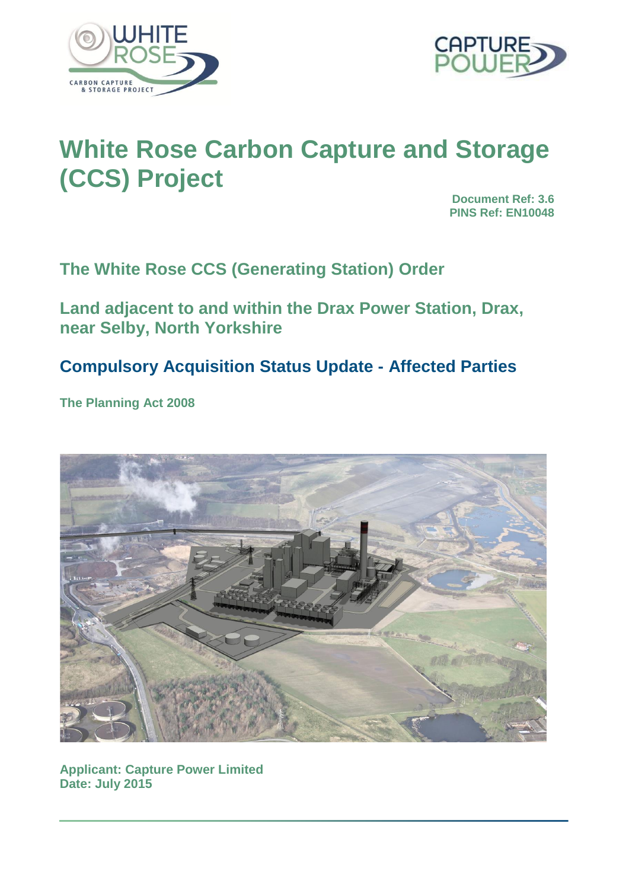# White Rose Carbon Capture and Storage (CCS) Project

**Document Ref: 3.6**
**PINS Ref: EN10048**

## The White Rose CCS (Generating Station) Order

## Land adjacent to and within the Drax Power Station, Drax, near Selby, North Yorkshire

## Compulsory Acquisition Status Update - Affected Parties

**The Planning Act 2008**

**Applicant: Capture Power Limited**
**Date: July 2015**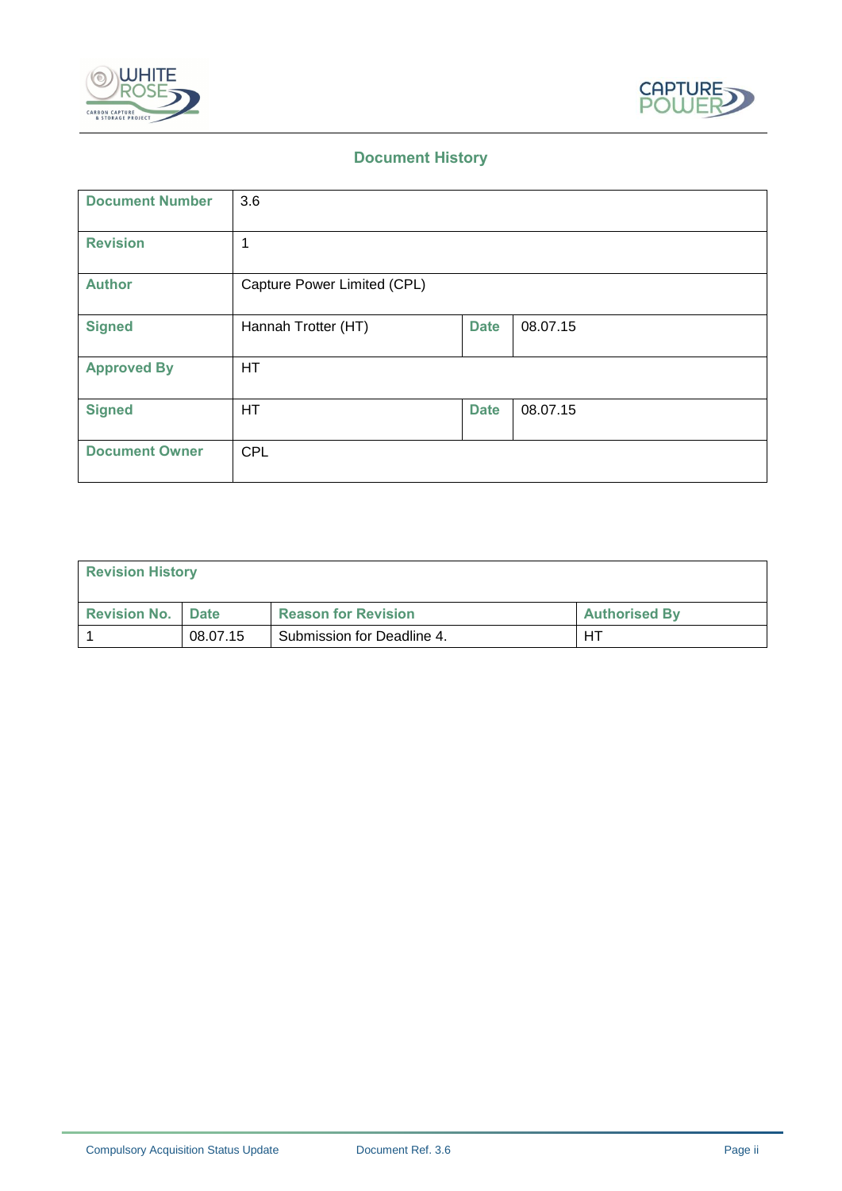## Document History

| Document Number | 3.6 | | |
|---|---|---|---|
| Revision | 1 | | |
| Author | Capture Power Limited (CPL) | | |
| Signed | Hannah Trotter (HT) | Date | 08.07.15 |
| Approved By | HT | | |
| Signed | HT | Date | 08.07.15 |
| Document Owner | CPL | | |

| Revision History | | | |
|---|---|---|---|
| Revision No. | Date | Reason for Revision | Authorised By |
| 1 | 08.07.15 | Submission for Deadline 4. | HT |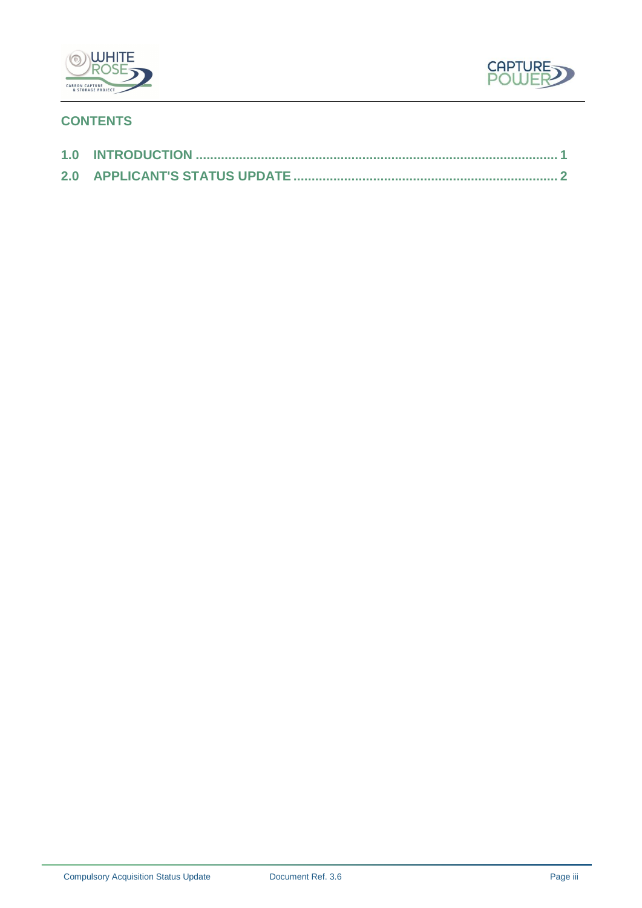## CONTENTS

**1.0 INTRODUCTION ........................................................................................... 1**

**2.0 APPLICANT'S STATUS UPDATE ....................................................................... 2**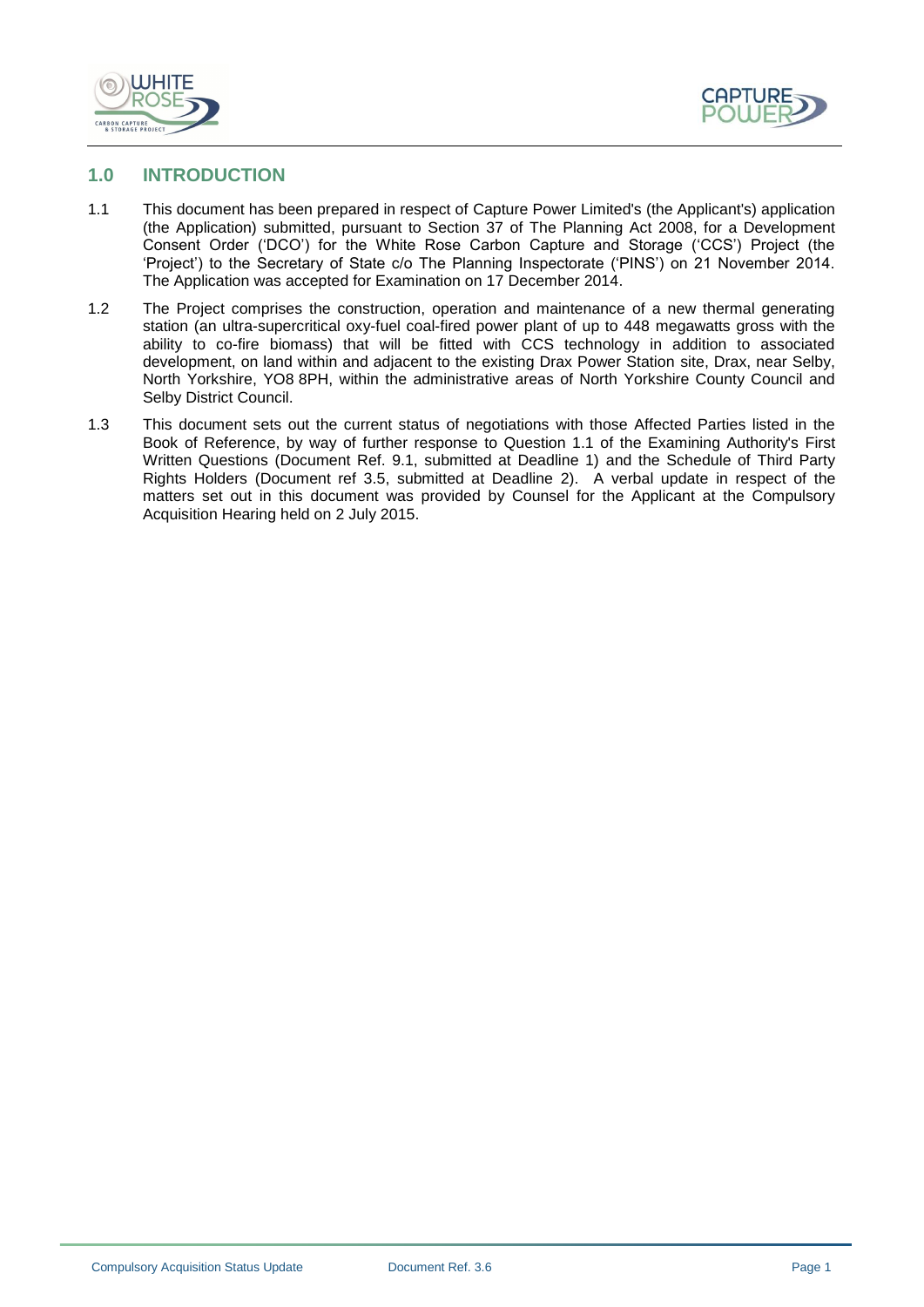## 1.0 INTRODUCTION

1.1 This document has been prepared in respect of Capture Power Limited's (the Applicant's) application (the Application) submitted, pursuant to Section 37 of The Planning Act 2008, for a Development Consent Order ('DCO') for the White Rose Carbon Capture and Storage ('CCS') Project (the 'Project') to the Secretary of State c/o The Planning Inspectorate ('PINS') on 21 November 2014. The Application was accepted for Examination on 17 December 2014.

1.2 The Project comprises the construction, operation and maintenance of a new thermal generating station (an ultra-supercritical oxy-fuel coal-fired power plant of up to 448 megawatts gross with the ability to co-fire biomass) that will be fitted with CCS technology in addition to associated development, on land within and adjacent to the existing Drax Power Station site, Drax, near Selby, North Yorkshire, YO8 8PH, within the administrative areas of North Yorkshire County Council and Selby District Council.

1.3 This document sets out the current status of negotiations with those Affected Parties listed in the Book of Reference, by way of further response to Question 1.1 of the Examining Authority's First Written Questions (Document Ref. 9.1, submitted at Deadline 1) and the Schedule of Third Party Rights Holders (Document ref 3.5, submitted at Deadline 2). A verbal update in respect of the matters set out in this document was provided by Counsel for the Applicant at the Compulsory Acquisition Hearing held on 2 July 2015.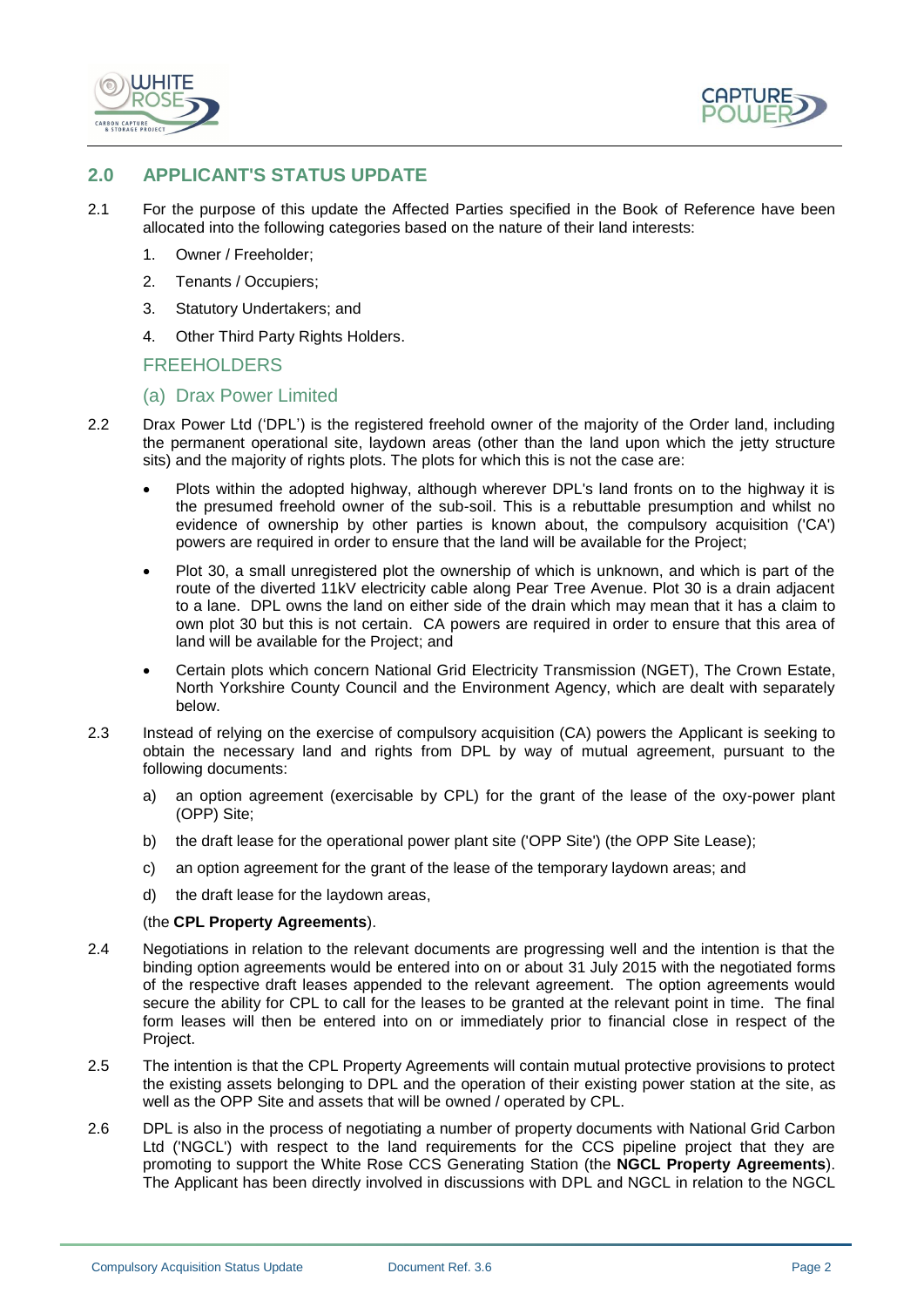## 2.0 APPLICANT'S STATUS UPDATE

2.1 For the purpose of this update the Affected Parties specified in the Book of Reference have been allocated into the following categories based on the nature of their land interests:

1. Owner / Freeholder;
2. Tenants / Occupiers;
3. Statutory Undertakers; and
4. Other Third Party Rights Holders.

### FREEHOLDERS

#### (a) Drax Power Limited

2.2 Drax Power Ltd ('DPL') is the registered freehold owner of the majority of the Order land, including the permanent operational site, laydown areas (other than the land upon which the jetty structure sits) and the majority of rights plots. The plots for which this is not the case are:

- Plots within the adopted highway, although wherever DPL's land fronts on to the highway it is the presumed freehold owner of the sub-soil. This is a rebuttable presumption and whilst no evidence of ownership by other parties is known about, the compulsory acquisition ('CA') powers are required in order to ensure that the land will be available for the Project;
- Plot 30, a small unregistered plot the ownership of which is unknown, and which is part of the route of the diverted 11kV electricity cable along Pear Tree Avenue. Plot 30 is a drain adjacent to a lane. DPL owns the land on either side of the drain which may mean that it has a claim to own plot 30 but this is not certain. CA powers are required in order to ensure that this area of land will be available for the Project; and
- Certain plots which concern National Grid Electricity Transmission (NGET), The Crown Estate, North Yorkshire County Council and the Environment Agency, which are dealt with separately below.

2.3 Instead of relying on the exercise of compulsory acquisition (CA) powers the Applicant is seeking to obtain the necessary land and rights from DPL by way of mutual agreement, pursuant to the following documents:

a) an option agreement (exercisable by CPL) for the grant of the lease of the oxy-power plant (OPP) Site;

b) the draft lease for the operational power plant site ('OPP Site') (the OPP Site Lease);

c) an option agreement for the grant of the lease of the temporary laydown areas; and

d) the draft lease for the laydown areas,

(the **CPL Property Agreements**).

2.4 Negotiations in relation to the relevant documents are progressing well and the intention is that the binding option agreements would be entered into on or about 31 July 2015 with the negotiated forms of the respective draft leases appended to the relevant agreement. The option agreements would secure the ability for CPL to call for the leases to be granted at the relevant point in time. The final form leases will then be entered into on or immediately prior to financial close in respect of the Project.

2.5 The intention is that the CPL Property Agreements will contain mutual protective provisions to protect the existing assets belonging to DPL and the operation of their existing power station at the site, as well as the OPP Site and assets that will be owned / operated by CPL.

2.6 DPL is also in the process of negotiating a number of property documents with National Grid Carbon Ltd ('NGCL') with respect to the land requirements for the CCS pipeline project that they are promoting to support the White Rose CCS Generating Station (the **NGCL Property Agreements**). The Applicant has been directly involved in discussions with DPL and NGCL in relation to the NGCL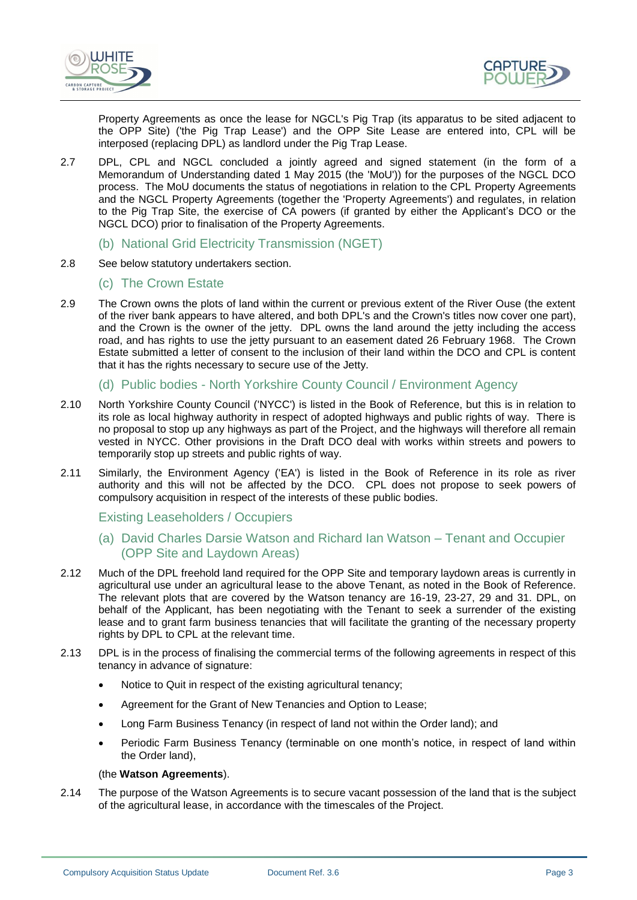Property Agreements as once the lease for NGCL's Pig Trap (its apparatus to be sited adjacent to the OPP Site) ('the Pig Trap Lease') and the OPP Site Lease are entered into, CPL will be interposed (replacing DPL) as landlord under the Pig Trap Lease.

2.7 DPL, CPL and NGCL concluded a jointly agreed and signed statement (in the form of a Memorandum of Understanding dated 1 May 2015 (the 'MoU')) for the purposes of the NGCL DCO process. The MoU documents the status of negotiations in relation to the CPL Property Agreements and the NGCL Property Agreements (together the 'Property Agreements') and regulates, in relation to the Pig Trap Site, the exercise of CA powers (if granted by either the Applicant's DCO or the NGCL DCO) prior to finalisation of the Property Agreements.

### (b) National Grid Electricity Transmission (NGET)

2.8 See below statutory undertakers section.

### (c) The Crown Estate

2.9 The Crown owns the plots of land within the current or previous extent of the River Ouse (the extent of the river bank appears to have altered, and both DPL's and the Crown's titles now cover one part), and the Crown is the owner of the jetty. DPL owns the land around the jetty including the access road, and has rights to use the jetty pursuant to an easement dated 26 February 1968. The Crown Estate submitted a letter of consent to the inclusion of their land within the DCO and CPL is content that it has the rights necessary to secure use of the Jetty.

### (d) Public bodies - North Yorkshire County Council / Environment Agency

2.10 North Yorkshire County Council ('NYCC') is listed in the Book of Reference, but this is in relation to its role as local highway authority in respect of adopted highways and public rights of way. There is no proposal to stop up any highways as part of the Project, and the highways will therefore all remain vested in NYCC. Other provisions in the Draft DCO deal with works within streets and powers to temporarily stop up streets and public rights of way.

2.11 Similarly, the Environment Agency ('EA') is listed in the Book of Reference in its role as river authority and this will not be affected by the DCO. CPL does not propose to seek powers of compulsory acquisition in respect of the interests of these public bodies.

## Existing Leaseholders / Occupiers

### (a) David Charles Darsie Watson and Richard Ian Watson – Tenant and Occupier (OPP Site and Laydown Areas)

2.12 Much of the DPL freehold land required for the OPP Site and temporary laydown areas is currently in agricultural use under an agricultural lease to the above Tenant, as noted in the Book of Reference. The relevant plots that are covered by the Watson tenancy are 16-19, 23-27, 29 and 31. DPL, on behalf of the Applicant, has been negotiating with the Tenant to seek a surrender of the existing lease and to grant farm business tenancies that will facilitate the granting of the necessary property rights by DPL to CPL at the relevant time.

2.13 DPL is in the process of finalising the commercial terms of the following agreements in respect of this tenancy in advance of signature:

- Notice to Quit in respect of the existing agricultural tenancy;
- Agreement for the Grant of New Tenancies and Option to Lease;
- Long Farm Business Tenancy (in respect of land not within the Order land); and
- Periodic Farm Business Tenancy (terminable on one month's notice, in respect of land within the Order land),

(the **Watson Agreements**).

2.14 The purpose of the Watson Agreements is to secure vacant possession of the land that is the subject of the agricultural lease, in accordance with the timescales of the Project.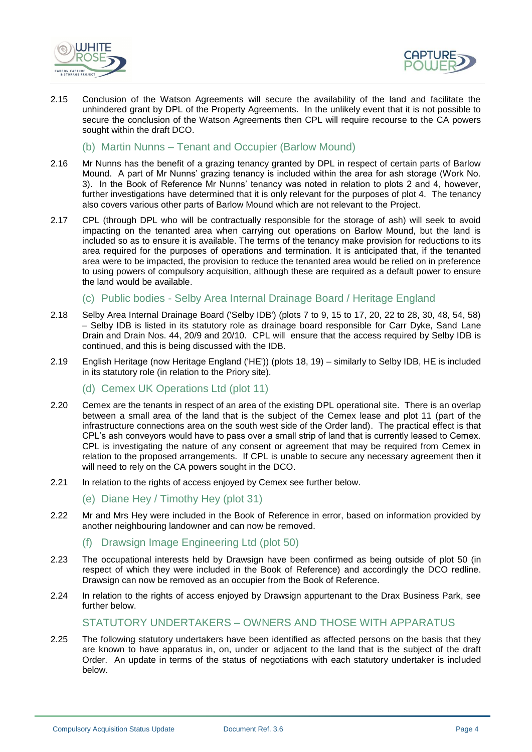2.15 Conclusion of the Watson Agreements will secure the availability of the land and facilitate the unhindered grant by DPL of the Property Agreements. In the unlikely event that it is not possible to secure the conclusion of the Watson Agreements then CPL will require recourse to the CA powers sought within the draft DCO.

### (b) Martin Nunns – Tenant and Occupier (Barlow Mound)

2.16 Mr Nunns has the benefit of a grazing tenancy granted by DPL in respect of certain parts of Barlow Mound. A part of Mr Nunns' grazing tenancy is included within the area for ash storage (Work No. 3). In the Book of Reference Mr Nunns' tenancy was noted in relation to plots 2 and 4, however, further investigations have determined that it is only relevant for the purposes of plot 4. The tenancy also covers various other parts of Barlow Mound which are not relevant to the Project.

2.17 CPL (through DPL who will be contractually responsible for the storage of ash) will seek to avoid impacting on the tenanted area when carrying out operations on Barlow Mound, but the land is included so as to ensure it is available. The terms of the tenancy make provision for reductions to its area required for the purposes of operations and termination. It is anticipated that, if the tenanted area were to be impacted, the provision to reduce the tenanted area would be relied on in preference to using powers of compulsory acquisition, although these are required as a default power to ensure the land would be available.

### (c) Public bodies - Selby Area Internal Drainage Board / Heritage England

2.18 Selby Area Internal Drainage Board ('Selby IDB') (plots 7 to 9, 15 to 17, 20, 22 to 28, 30, 48, 54, 58) – Selby IDB is listed in its statutory role as drainage board responsible for Carr Dyke, Sand Lane Drain and Drain Nos. 44, 20/9 and 20/10. CPL will ensure that the access required by Selby IDB is continued, and this is being discussed with the IDB.

2.19 English Heritage (now Heritage England ('HE')) (plots 18, 19) – similarly to Selby IDB, HE is included in its statutory role (in relation to the Priory site).

### (d) Cemex UK Operations Ltd (plot 11)

2.20 Cemex are the tenants in respect of an area of the existing DPL operational site. There is an overlap between a small area of the land that is the subject of the Cemex lease and plot 11 (part of the infrastructure connections area on the south west side of the Order land). The practical effect is that CPL's ash conveyors would have to pass over a small strip of land that is currently leased to Cemex. CPL is investigating the nature of any consent or agreement that may be required from Cemex in relation to the proposed arrangements. If CPL is unable to secure any necessary agreement then it will need to rely on the CA powers sought in the DCO.

2.21 In relation to the rights of access enjoyed by Cemex see further below.

### (e) Diane Hey / Timothy Hey (plot 31)

2.22 Mr and Mrs Hey were included in the Book of Reference in error, based on information provided by another neighbouring landowner and can now be removed.

### (f) Drawsign Image Engineering Ltd (plot 50)

2.23 The occupational interests held by Drawsign have been confirmed as being outside of plot 50 (in respect of which they were included in the Book of Reference) and accordingly the DCO redline. Drawsign can now be removed as an occupier from the Book of Reference.

2.24 In relation to the rights of access enjoyed by Drawsign appurtenant to the Drax Business Park, see further below.

## STATUTORY UNDERTAKERS – OWNERS AND THOSE WITH APPARATUS

2.25 The following statutory undertakers have been identified as affected persons on the basis that they are known to have apparatus in, on, under or adjacent to the land that is the subject of the draft Order. An update in terms of the status of negotiations with each statutory undertaker is included below.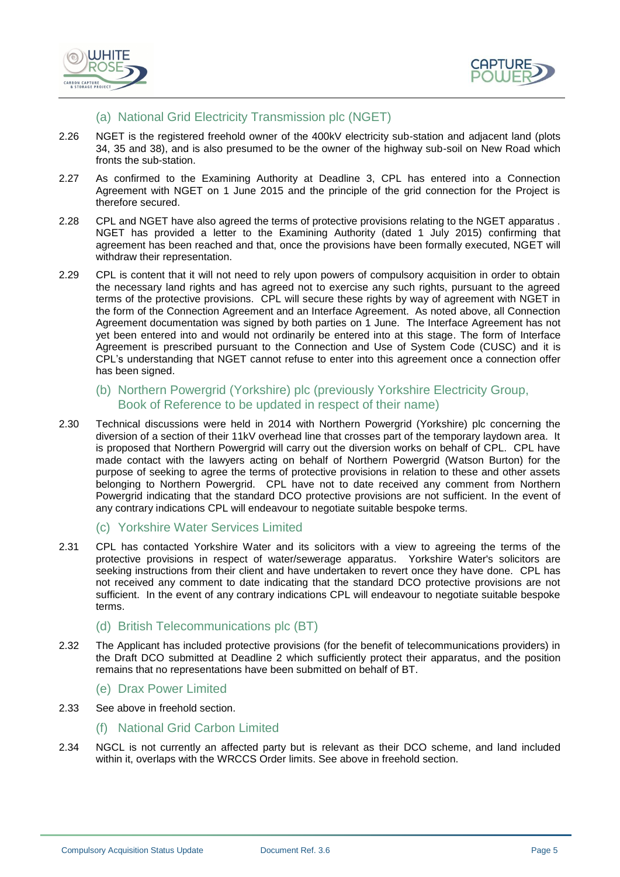### (a) National Grid Electricity Transmission plc (NGET)

2.26 NGET is the registered freehold owner of the 400kV electricity sub-station and adjacent land (plots 34, 35 and 38), and is also presumed to be the owner of the highway sub-soil on New Road which fronts the sub-station.

2.27 As confirmed to the Examining Authority at Deadline 3, CPL has entered into a Connection Agreement with NGET on 1 June 2015 and the principle of the grid connection for the Project is therefore secured.

2.28 CPL and NGET have also agreed the terms of protective provisions relating to the NGET apparatus . NGET has provided a letter to the Examining Authority (dated 1 July 2015) confirming that agreement has been reached and that, once the provisions have been formally executed, NGET will withdraw their representation.

2.29 CPL is content that it will not need to rely upon powers of compulsory acquisition in order to obtain the necessary land rights and has agreed not to exercise any such rights, pursuant to the agreed terms of the protective provisions. CPL will secure these rights by way of agreement with NGET in the form of the Connection Agreement and an Interface Agreement. As noted above, all Connection Agreement documentation was signed by both parties on 1 June. The Interface Agreement has not yet been entered into and would not ordinarily be entered into at this stage. The form of Interface Agreement is prescribed pursuant to the Connection and Use of System Code (CUSC) and it is CPL's understanding that NGET cannot refuse to enter into this agreement once a connection offer has been signed.

### (b) Northern Powergrid (Yorkshire) plc (previously Yorkshire Electricity Group, Book of Reference to be updated in respect of their name)

2.30 Technical discussions were held in 2014 with Northern Powergrid (Yorkshire) plc concerning the diversion of a section of their 11kV overhead line that crosses part of the temporary laydown area. It is proposed that Northern Powergrid will carry out the diversion works on behalf of CPL. CPL have made contact with the lawyers acting on behalf of Northern Powergrid (Watson Burton) for the purpose of seeking to agree the terms of protective provisions in relation to these and other assets belonging to Northern Powergrid. CPL have not to date received any comment from Northern Powergrid indicating that the standard DCO protective provisions are not sufficient. In the event of any contrary indications CPL will endeavour to negotiate suitable bespoke terms.

### (c) Yorkshire Water Services Limited

2.31 CPL has contacted Yorkshire Water and its solicitors with a view to agreeing the terms of the protective provisions in respect of water/sewerage apparatus. Yorkshire Water's solicitors are seeking instructions from their client and have undertaken to revert once they have done. CPL has not received any comment to date indicating that the standard DCO protective provisions are not sufficient. In the event of any contrary indications CPL will endeavour to negotiate suitable bespoke terms.

### (d) British Telecommunications plc (BT)

2.32 The Applicant has included protective provisions (for the benefit of telecommunications providers) in the Draft DCO submitted at Deadline 2 which sufficiently protect their apparatus, and the position remains that no representations have been submitted on behalf of BT.

### (e) Drax Power Limited

2.33 See above in freehold section.

### (f) National Grid Carbon Limited

2.34 NGCL is not currently an affected party but is relevant as their DCO scheme, and land included within it, overlaps with the WRCCS Order limits. See above in freehold section.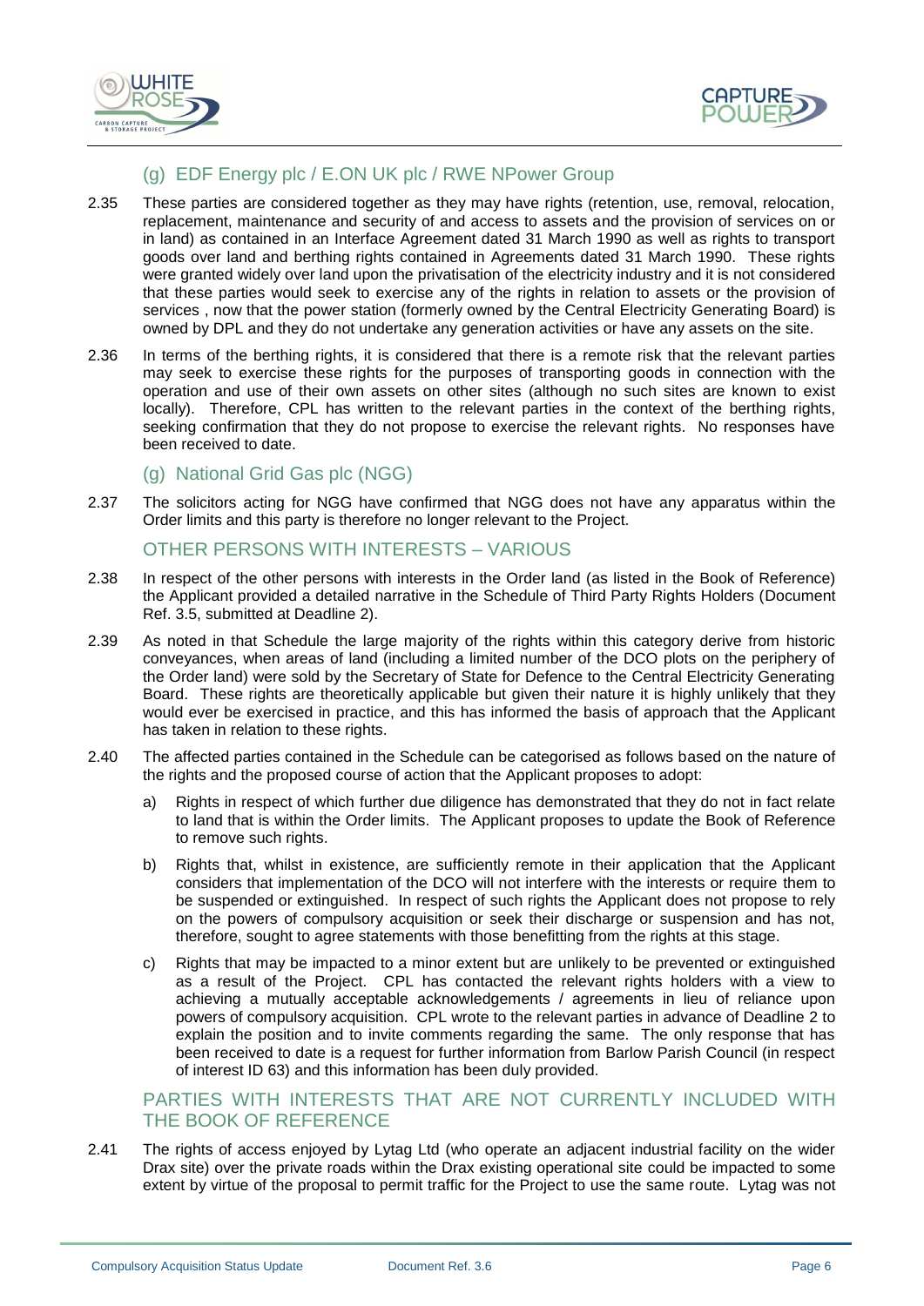### (g) EDF Energy plc / E.ON UK plc / RWE NPower Group

2.35 These parties are considered together as they may have rights (retention, use, removal, relocation, replacement, maintenance and security of and access to assets and the provision of services on or in land) as contained in an Interface Agreement dated 31 March 1990 as well as rights to transport goods over land and berthing rights contained in Agreements dated 31 March 1990. These rights were granted widely over land upon the privatisation of the electricity industry and it is not considered that these parties would seek to exercise any of the rights in relation to assets or the provision of services , now that the power station (formerly owned by the Central Electricity Generating Board) is owned by DPL and they do not undertake any generation activities or have any assets on the site.

2.36 In terms of the berthing rights, it is considered that there is a remote risk that the relevant parties may seek to exercise these rights for the purposes of transporting goods in connection with the operation and use of their own assets on other sites (although no such sites are known to exist locally). Therefore, CPL has written to the relevant parties in the context of the berthing rights, seeking confirmation that they do not propose to exercise the relevant rights. No responses have been received to date.

### (g) National Grid Gas plc (NGG)

2.37 The solicitors acting for NGG have confirmed that NGG does not have any apparatus within the Order limits and this party is therefore no longer relevant to the Project.

## OTHER PERSONS WITH INTERESTS – VARIOUS

2.38 In respect of the other persons with interests in the Order land (as listed in the Book of Reference) the Applicant provided a detailed narrative in the Schedule of Third Party Rights Holders (Document Ref. 3.5, submitted at Deadline 2).

2.39 As noted in that Schedule the large majority of the rights within this category derive from historic conveyances, when areas of land (including a limited number of the DCO plots on the periphery of the Order land) were sold by the Secretary of State for Defence to the Central Electricity Generating Board. These rights are theoretically applicable but given their nature it is highly unlikely that they would ever be exercised in practice, and this has informed the basis of approach that the Applicant has taken in relation to these rights.

2.40 The affected parties contained in the Schedule can be categorised as follows based on the nature of the rights and the proposed course of action that the Applicant proposes to adopt:

a) Rights in respect of which further due diligence has demonstrated that they do not in fact relate to land that is within the Order limits. The Applicant proposes to update the Book of Reference to remove such rights.

b) Rights that, whilst in existence, are sufficiently remote in their application that the Applicant considers that implementation of the DCO will not interfere with the interests or require them to be suspended or extinguished. In respect of such rights the Applicant does not propose to rely on the powers of compulsory acquisition or seek their discharge or suspension and has not, therefore, sought to agree statements with those benefitting from the rights at this stage.

c) Rights that may be impacted to a minor extent but are unlikely to be prevented or extinguished as a result of the Project. CPL has contacted the relevant rights holders with a view to achieving a mutually acceptable acknowledgements / agreements in lieu of reliance upon powers of compulsory acquisition. CPL wrote to the relevant parties in advance of Deadline 2 to explain the position and to invite comments regarding the same. The only response that has been received to date is a request for further information from Barlow Parish Council (in respect of interest ID 63) and this information has been duly provided.

## PARTIES WITH INTERESTS THAT ARE NOT CURRENTLY INCLUDED WITH THE BOOK OF REFERENCE

2.41 The rights of access enjoyed by Lytag Ltd (who operate an adjacent industrial facility on the wider Drax site) over the private roads within the Drax existing operational site could be impacted to some extent by virtue of the proposal to permit traffic for the Project to use the same route. Lytag was not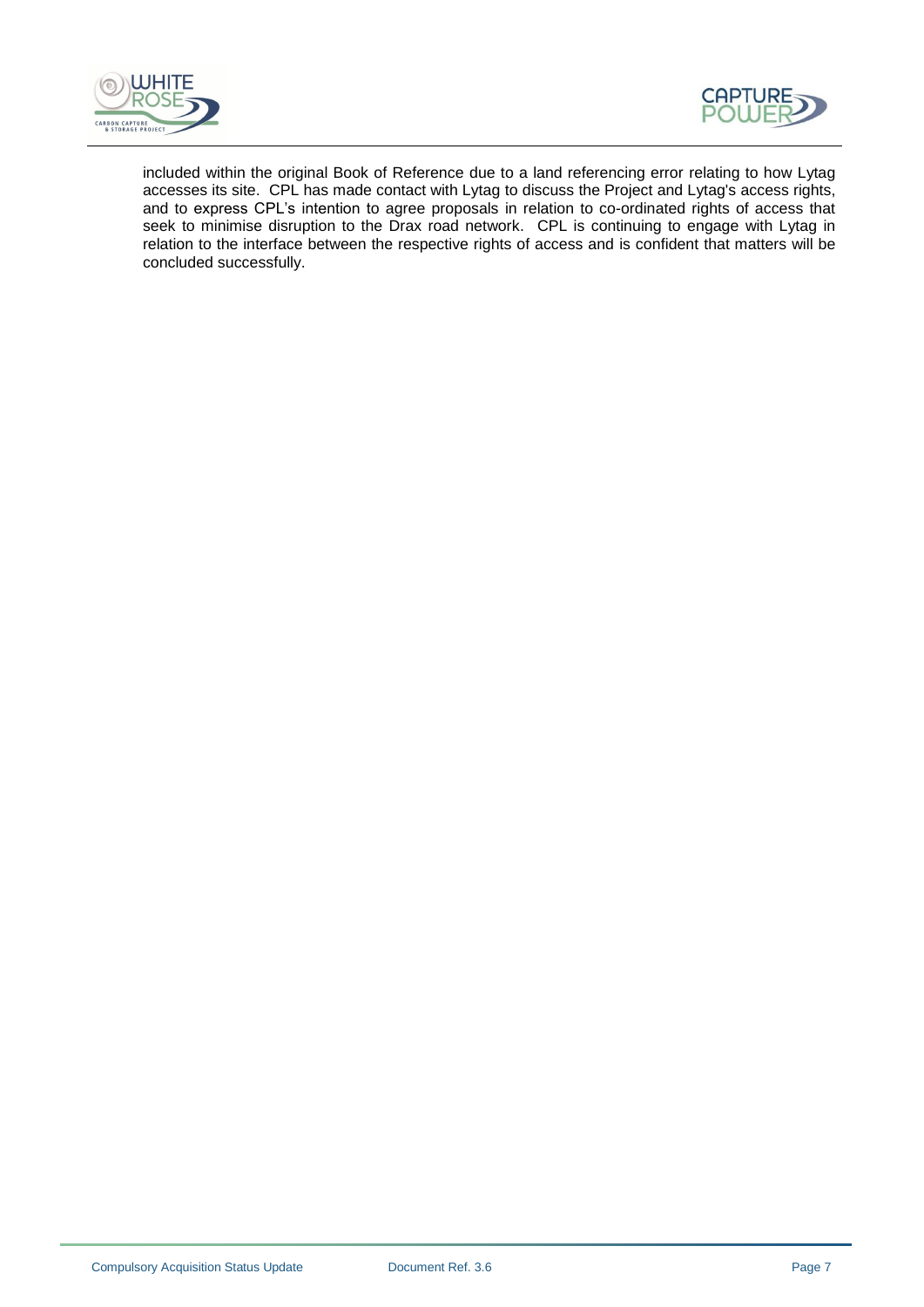included within the original Book of Reference due to a land referencing error relating to how Lytag accesses its site. CPL has made contact with Lytag to discuss the Project and Lytag's access rights, and to express CPL's intention to agree proposals in relation to co-ordinated rights of access that seek to minimise disruption to the Drax road network. CPL is continuing to engage with Lytag in relation to the interface between the respective rights of access and is confident that matters will be concluded successfully.